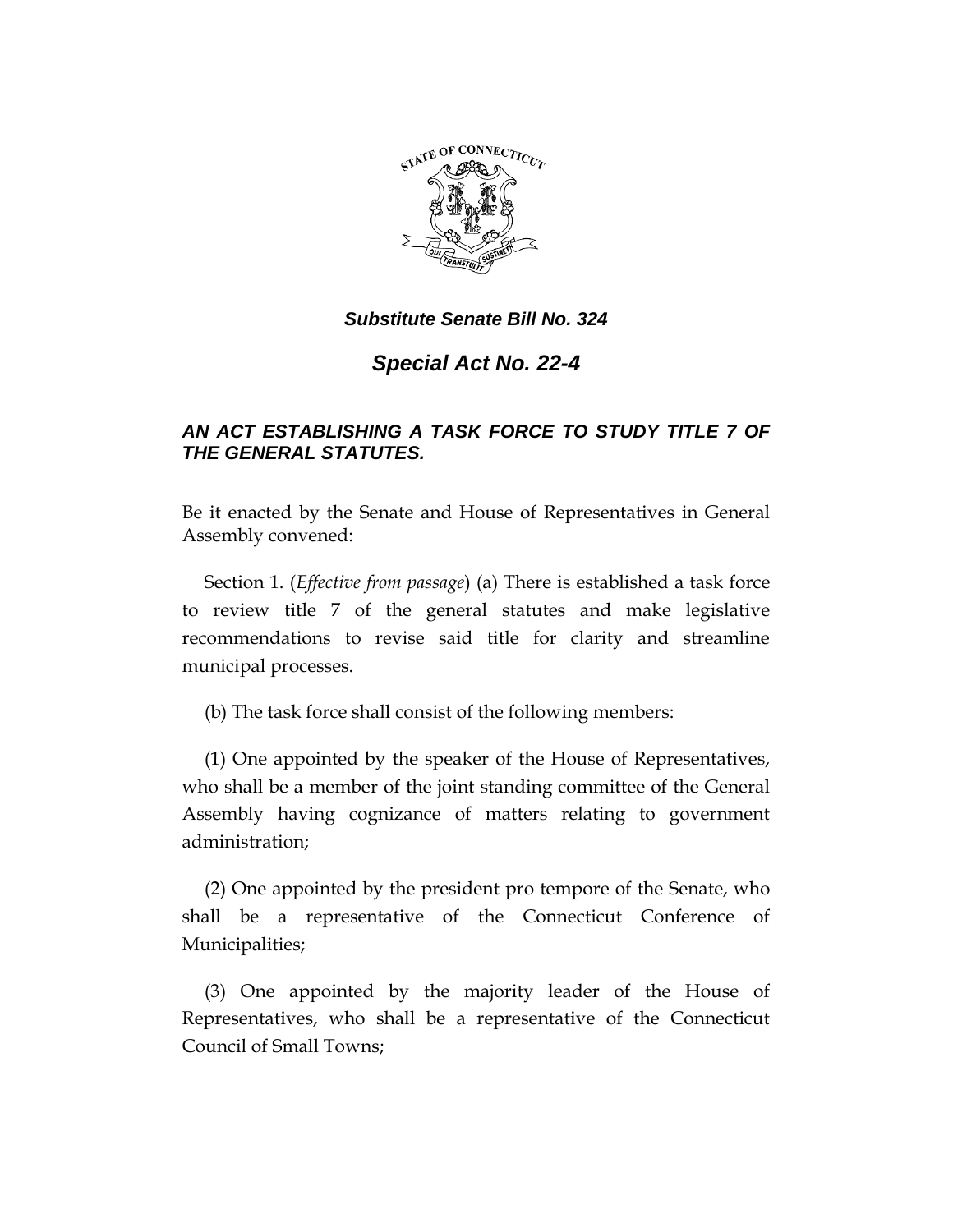***Substitute Senate Bill No. 324***

# *Special Act No. 22-4*

## *AN ACT ESTABLISHING A TASK FORCE TO STUDY TITLE 7 OF THE GENERAL STATUTES.*

Be it enacted by the Senate and House of Representatives in General Assembly convened:

Section 1. (*Effective from passage*) (a) There is established a task force to review title 7 of the general statutes and make legislative recommendations to revise said title for clarity and streamline municipal processes.

(b) The task force shall consist of the following members:

(1) One appointed by the speaker of the House of Representatives, who shall be a member of the joint standing committee of the General Assembly having cognizance of matters relating to government administration;

(2) One appointed by the president pro tempore of the Senate, who shall be a representative of the Connecticut Conference of Municipalities;

(3) One appointed by the majority leader of the House of Representatives, who shall be a representative of the Connecticut Council of Small Towns;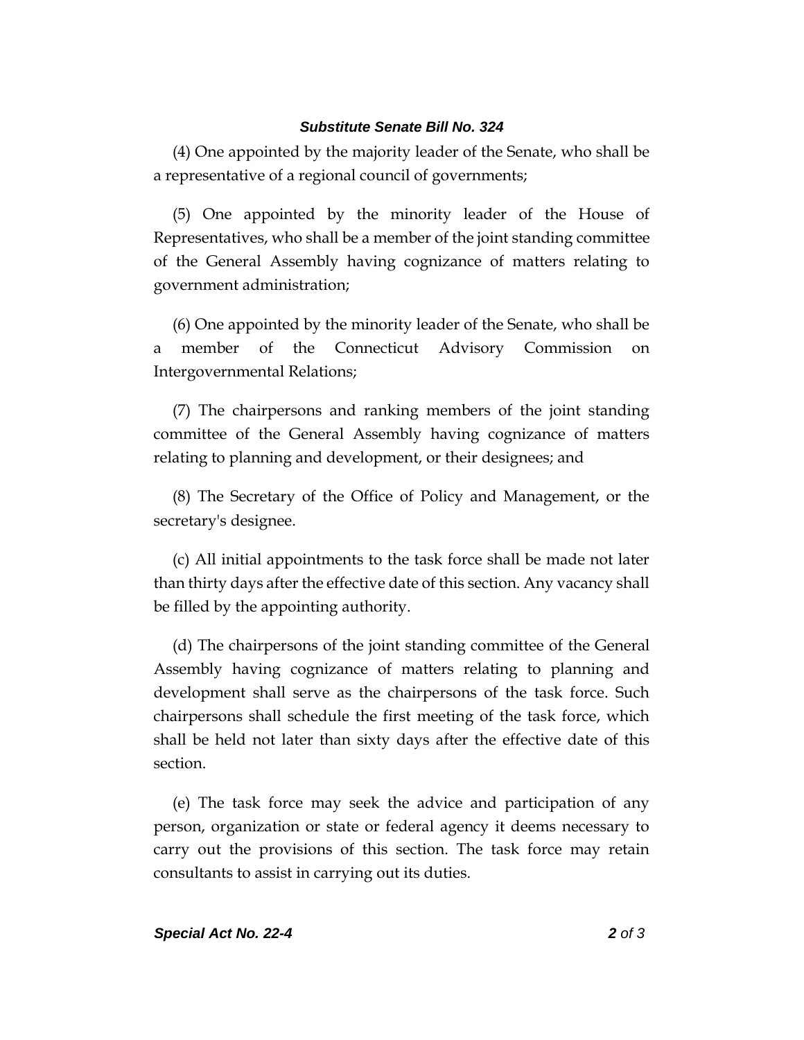(4) One appointed by the majority leader of the Senate, who shall be a representative of a regional council of governments;

(5) One appointed by the minority leader of the House of Representatives, who shall be a member of the joint standing committee of the General Assembly having cognizance of matters relating to government administration;

(6) One appointed by the minority leader of the Senate, who shall be a member of the Connecticut Advisory Commission on Intergovernmental Relations;

(7) The chairpersons and ranking members of the joint standing committee of the General Assembly having cognizance of matters relating to planning and development, or their designees; and

(8) The Secretary of the Office of Policy and Management, or the secretary's designee.

(c) All initial appointments to the task force shall be made not later than thirty days after the effective date of this section. Any vacancy shall be filled by the appointing authority.

(d) The chairpersons of the joint standing committee of the General Assembly having cognizance of matters relating to planning and development shall serve as the chairpersons of the task force. Such chairpersons shall schedule the first meeting of the task force, which shall be held not later than sixty days after the effective date of this section.

(e) The task force may seek the advice and participation of any person, organization or state or federal agency it deems necessary to carry out the provisions of this section. The task force may retain consultants to assist in carrying out its duties.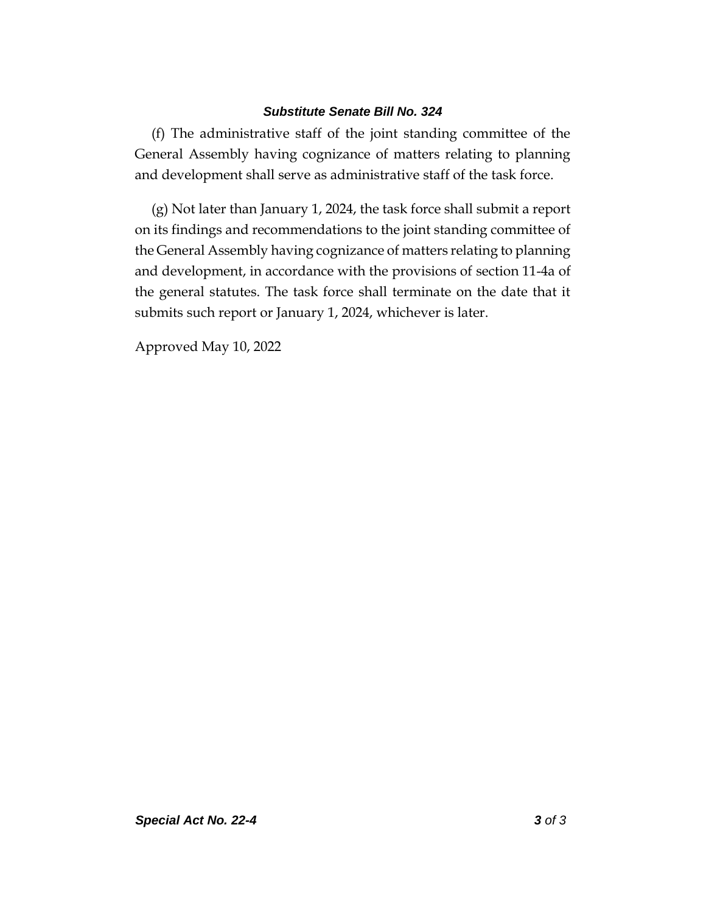(f) The administrative staff of the joint standing committee of the General Assembly having cognizance of matters relating to planning and development shall serve as administrative staff of the task force.

(g) Not later than January 1, 2024, the task force shall submit a report on its findings and recommendations to the joint standing committee of the General Assembly having cognizance of matters relating to planning and development, in accordance with the provisions of section 11-4a of the general statutes. The task force shall terminate on the date that it submits such report or January 1, 2024, whichever is later.

Approved May 10, 2022